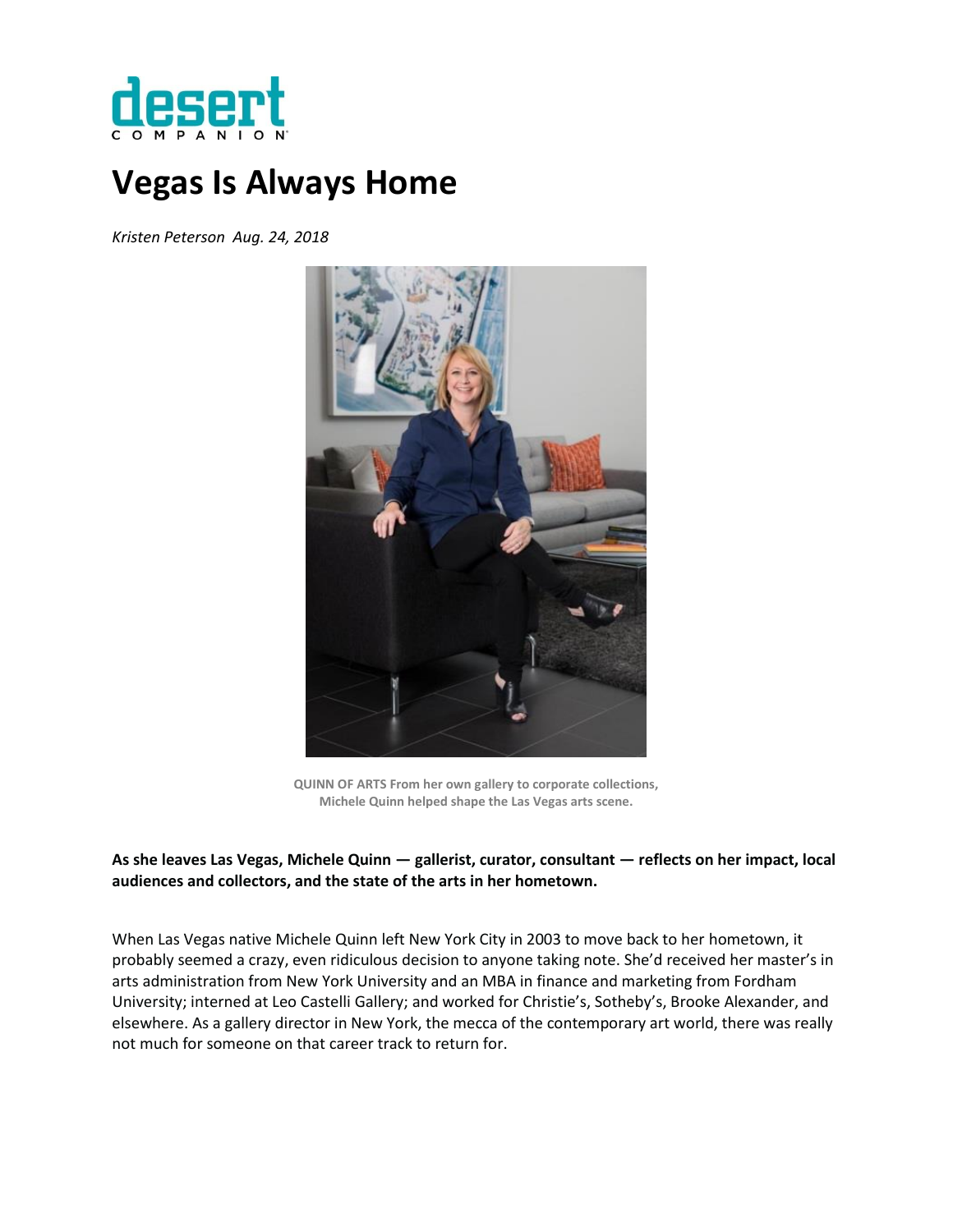desert
COMPANION

# Vegas Is Always Home

*Kristen Peterson Aug. 24, 2018*

**QUINN OF ARTS From her own gallery to corporate collections, Michele Quinn helped shape the Las Vegas arts scene.**

**As she leaves Las Vegas, Michele Quinn — gallerist, curator, consultant — reflects on her impact, local audiences and collectors, and the state of the arts in her hometown.**

When Las Vegas native Michele Quinn left New York City in 2003 to move back to her hometown, it probably seemed a crazy, even ridiculous decision to anyone taking note. She'd received her master's in arts administration from New York University and an MBA in finance and marketing from Fordham University; interned at Leo Castelli Gallery; and worked for Christie's, Sotheby's, Brooke Alexander, and elsewhere. As a gallery director in New York, the mecca of the contemporary art world, there was really not much for someone on that career track to return for.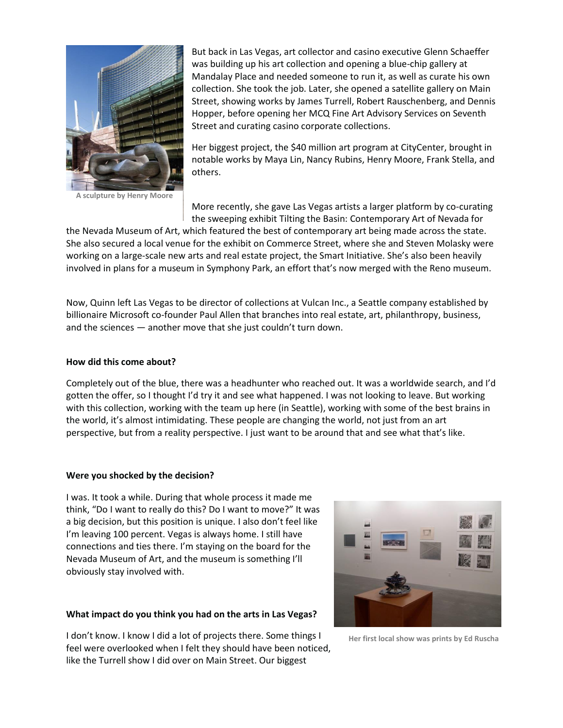But back in Las Vegas, art collector and casino executive Glenn Schaeffer was building up his art collection and opening a blue-chip gallery at Mandalay Place and needed someone to run it, as well as curate his own collection. She took the job. Later, she opened a satellite gallery on Main Street, showing works by James Turrell, Robert Rauschenberg, and Dennis Hopper, before opening her MCQ Fine Art Advisory Services on Seventh Street and curating casino corporate collections.

Her biggest project, the $40 million art program at CityCenter, brought in notable works by Maya Lin, Nancy Rubins, Henry Moore, Frank Stella, and others.

A sculpture by Henry Moore

More recently, she gave Las Vegas artists a larger platform by co-curating the sweeping exhibit Tilting the Basin: Contemporary Art of Nevada for the Nevada Museum of Art, which featured the best of contemporary art being made across the state. She also secured a local venue for the exhibit on Commerce Street, where she and Steven Molasky were working on a large-scale new arts and real estate project, the Smart Initiative. She's also been heavily involved in plans for a museum in Symphony Park, an effort that's now merged with the Reno museum.

Now, Quinn left Las Vegas to be director of collections at Vulcan Inc., a Seattle company established by billionaire Microsoft co-founder Paul Allen that branches into real estate, art, philanthropy, business, and the sciences — another move that she just couldn't turn down.

**How did this come about?**

Completely out of the blue, there was a headhunter who reached out. It was a worldwide search, and I'd gotten the offer, so I thought I'd try it and see what happened. I was not looking to leave. But working with this collection, working with the team up here (in Seattle), working with some of the best brains in the world, it's almost intimidating. These people are changing the world, not just from an art perspective, but from a reality perspective. I just want to be around that and see what that's like.

**Were you shocked by the decision?**

I was. It took a while. During that whole process it made me think, "Do I want to really do this? Do I want to move?" It was a big decision, but this position is unique. I also don't feel like I'm leaving 100 percent. Vegas is always home. I still have connections and ties there. I'm staying on the board for the Nevada Museum of Art, and the museum is something I'll obviously stay involved with.

Her first local show was prints by Ed Ruscha

**What impact do you think you had on the arts in Las Vegas?**

I don't know. I know I did a lot of projects there. Some things I feel were overlooked when I felt they should have been noticed, like the Turrell show I did over on Main Street. Our biggest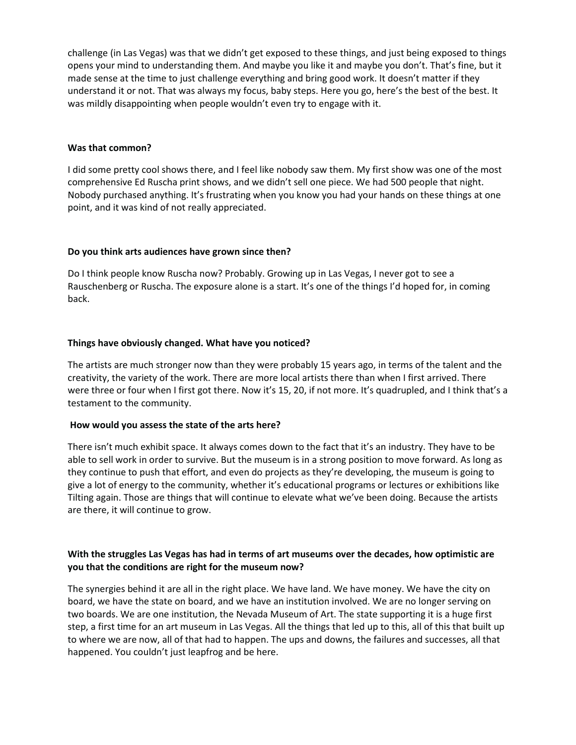challenge (in Las Vegas) was that we didn't get exposed to these things, and just being exposed to things opens your mind to understanding them. And maybe you like it and maybe you don't. That's fine, but it made sense at the time to just challenge everything and bring good work. It doesn't matter if they understand it or not. That was always my focus, baby steps. Here you go, here's the best of the best. It was mildly disappointing when people wouldn't even try to engage with it.

**Was that common?**

I did some pretty cool shows there, and I feel like nobody saw them. My first show was one of the most comprehensive Ed Ruscha print shows, and we didn't sell one piece. We had 500 people that night. Nobody purchased anything. It's frustrating when you know you had your hands on these things at one point, and it was kind of not really appreciated.

**Do you think arts audiences have grown since then?**

Do I think people know Ruscha now? Probably. Growing up in Las Vegas, I never got to see a Rauschenberg or Ruscha. The exposure alone is a start. It's one of the things I'd hoped for, in coming back.

**Things have obviously changed. What have you noticed?**

The artists are much stronger now than they were probably 15 years ago, in terms of the talent and the creativity, the variety of the work. There are more local artists there than when I first arrived. There were three or four when I first got there. Now it's 15, 20, if not more. It's quadrupled, and I think that's a testament to the community.

**How would you assess the state of the arts here?**

There isn't much exhibit space. It always comes down to the fact that it's an industry. They have to be able to sell work in order to survive. But the museum is in a strong position to move forward. As long as they continue to push that effort, and even do projects as they're developing, the museum is going to give a lot of energy to the community, whether it's educational programs or lectures or exhibitions like Tilting again. Those are things that will continue to elevate what we've been doing. Because the artists are there, it will continue to grow.

**With the struggles Las Vegas has had in terms of art museums over the decades, how optimistic are you that the conditions are right for the museum now?**

The synergies behind it are all in the right place. We have land. We have money. We have the city on board, we have the state on board, and we have an institution involved. We are no longer serving on two boards. We are one institution, the Nevada Museum of Art. The state supporting it is a huge first step, a first time for an art museum in Las Vegas. All the things that led up to this, all of this that built up to where we are now, all of that had to happen. The ups and downs, the failures and successes, all that happened. You couldn't just leapfrog and be here.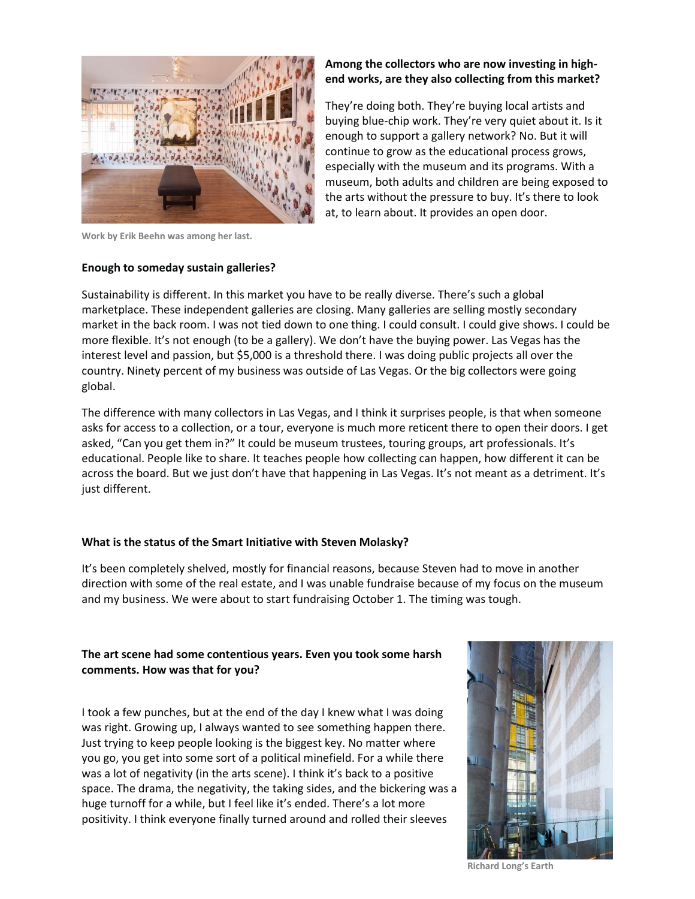**Among the collectors who are now investing in high-end works, are they also collecting from this market?**

They're doing both. They're buying local artists and buying blue-chip work. They're very quiet about it. Is it enough to support a gallery network? No. But it will continue to grow as the educational process grows, especially with the museum and its programs. With a museum, both adults and children are being exposed to the arts without the pressure to buy. It's there to look at, to learn about. It provides an open door.

Work by Erik Beehn was among her last.

**Enough to someday sustain galleries?**

Sustainability is different. In this market you have to be really diverse. There's such a global marketplace. These independent galleries are closing. Many galleries are selling mostly secondary market in the back room. I was not tied down to one thing. I could consult. I could give shows. I could be more flexible. It's not enough (to be a gallery). We don't have the buying power. Las Vegas has the interest level and passion, but $5,000 is a threshold there. I was doing public projects all over the country. Ninety percent of my business was outside of Las Vegas. Or the big collectors were going global.

The difference with many collectors in Las Vegas, and I think it surprises people, is that when someone asks for access to a collection, or a tour, everyone is much more reticent there to open their doors. I get asked, "Can you get them in?" It could be museum trustees, touring groups, art professionals. It's educational. People like to share. It teaches people how collecting can happen, how different it can be across the board. But we just don't have that happening in Las Vegas. It's not meant as a detriment. It's just different.

**What is the status of the Smart Initiative with Steven Molasky?**

It's been completely shelved, mostly for financial reasons, because Steven had to move in another direction with some of the real estate, and I was unable fundraise because of my focus on the museum and my business. We were about to start fundraising October 1. The timing was tough.

**The art scene had some contentious years. Even you took some harsh comments. How was that for you?**

I took a few punches, but at the end of the day I knew what I was doing was right. Growing up, I always wanted to see something happen there. Just trying to keep people looking is the biggest key. No matter where you go, you get into some sort of a political minefield. For a while there was a lot of negativity (in the arts scene). I think it's back to a positive space. The drama, the negativity, the taking sides, and the bickering was a huge turnoff for a while, but I feel like it's ended. There's a lot more positivity. I think everyone finally turned around and rolled their sleeves

Richard Long's Earth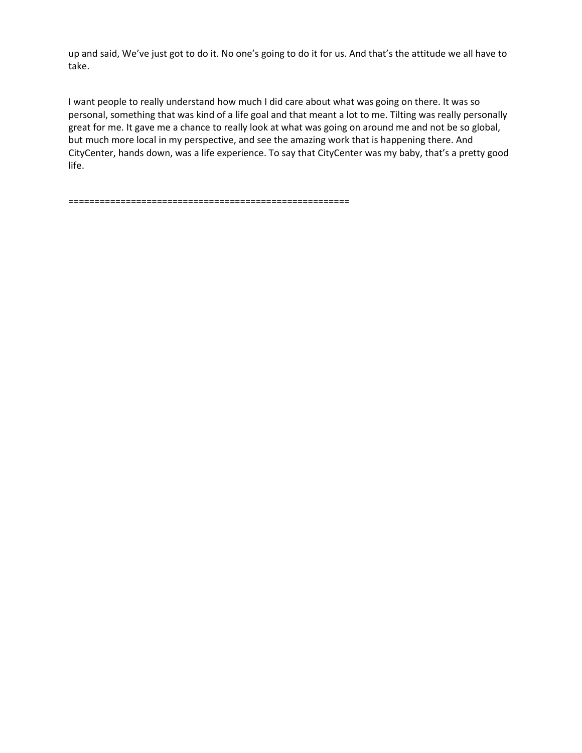up and said, We've just got to do it. No one's going to do it for us. And that's the attitude we all have to take.

I want people to really understand how much I did care about what was going on there. It was so personal, something that was kind of a life goal and that meant a lot to me. Tilting was really personally great for me. It gave me a chance to really look at what was going on around me and not be so global, but much more local in my perspective, and see the amazing work that is happening there. And CityCenter, hands down, was a life experience. To say that CityCenter was my baby, that's a pretty good life.

=====================================================